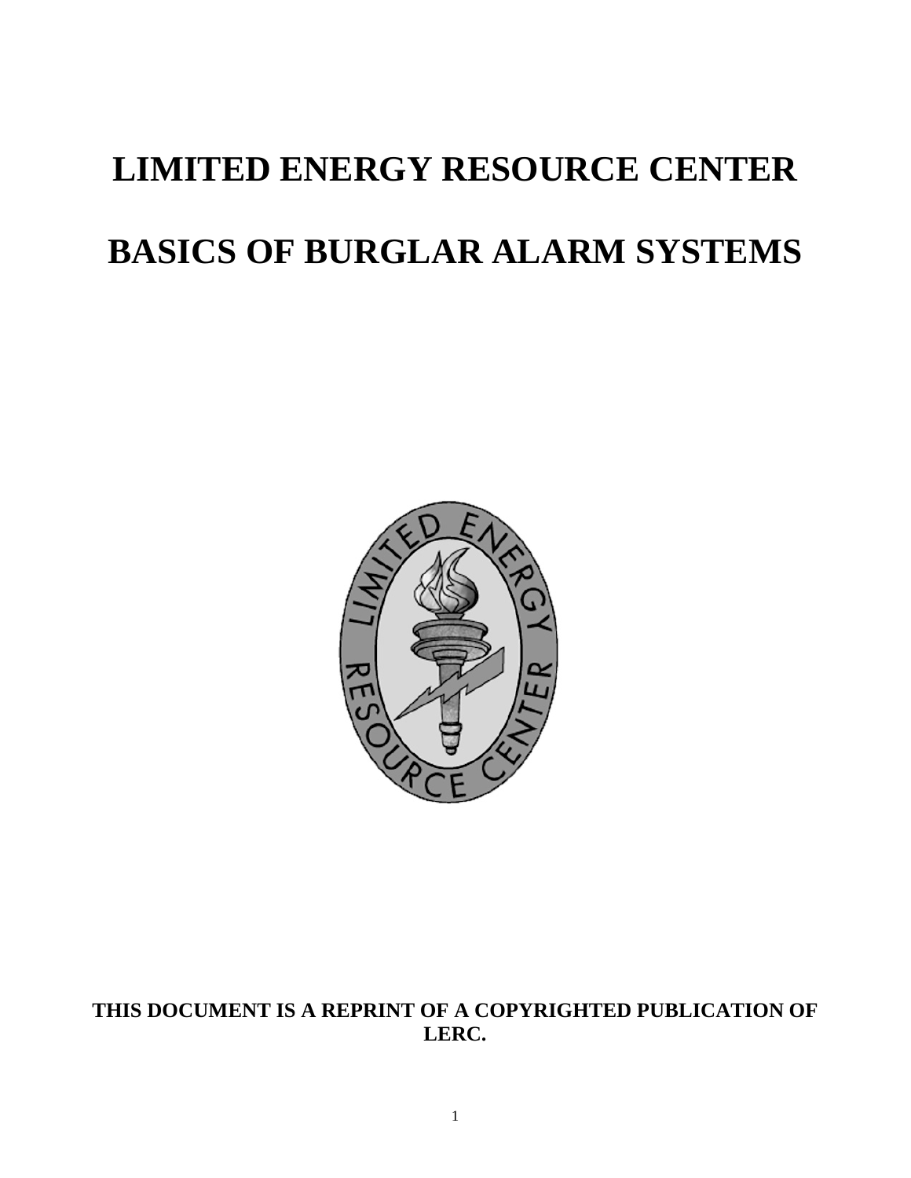# LIMITED ENERGY RESOURCE CENTER

# BASICS OF BURGLAR ALARM SYSTEMS

**THIS DOCUMENT IS A REPRINT OF A COPYRIGHTED PUBLICATION OF LERC.**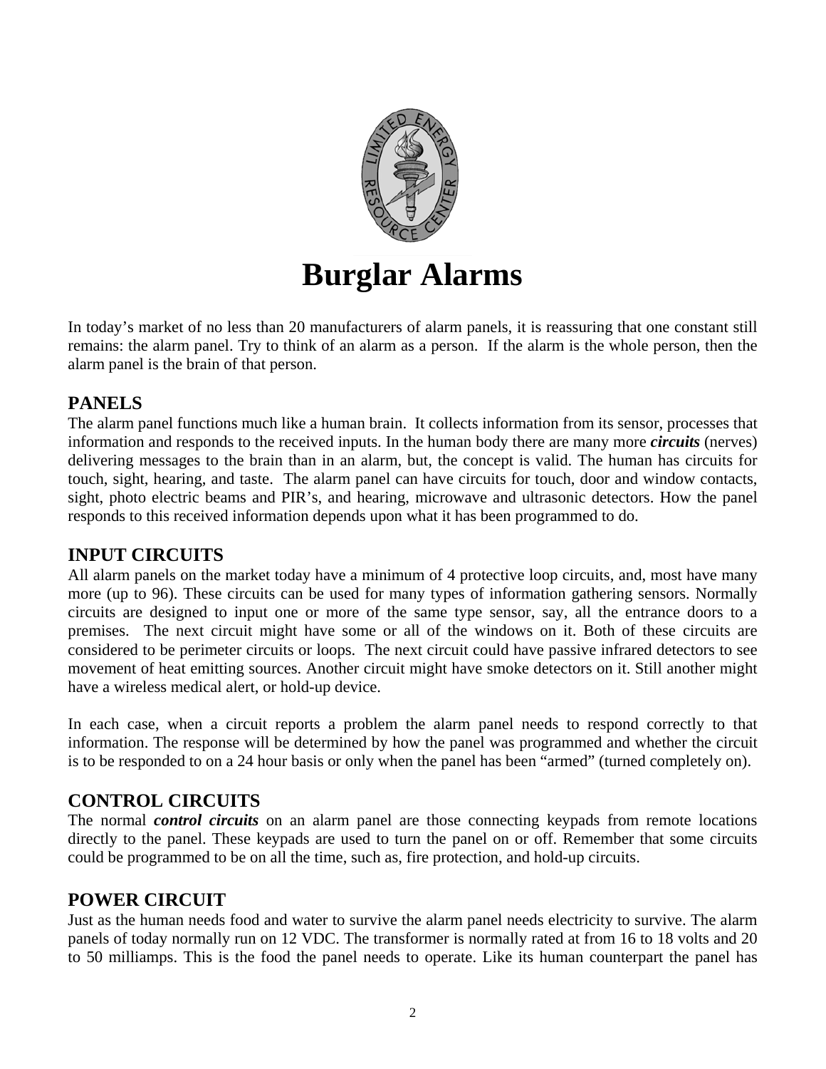# Burglar Alarms

In today's market of no less than 20 manufacturers of alarm panels, it is reassuring that one constant still remains: the alarm panel. Try to think of an alarm as a person. If the alarm is the whole person, then the alarm panel is the brain of that person.

## PANELS

The alarm panel functions much like a human brain. It collects information from its sensor, processes that information and responds to the received inputs. In the human body there are many more ***circuits*** (nerves) delivering messages to the brain than in an alarm, but, the concept is valid. The human has circuits for touch, sight, hearing, and taste. The alarm panel can have circuits for touch, door and window contacts, sight, photo electric beams and PIR's, and hearing, microwave and ultrasonic detectors. How the panel responds to this received information depends upon what it has been programmed to do.

## INPUT CIRCUITS

All alarm panels on the market today have a minimum of 4 protective loop circuits, and, most have many more (up to 96). These circuits can be used for many types of information gathering sensors. Normally circuits are designed to input one or more of the same type sensor, say, all the entrance doors to a premises. The next circuit might have some or all of the windows on it. Both of these circuits are considered to be perimeter circuits or loops. The next circuit could have passive infrared detectors to see movement of heat emitting sources. Another circuit might have smoke detectors on it. Still another might have a wireless medical alert, or hold-up device.

In each case, when a circuit reports a problem the alarm panel needs to respond correctly to that information. The response will be determined by how the panel was programmed and whether the circuit is to be responded to on a 24 hour basis or only when the panel has been "armed" (turned completely on).

## CONTROL CIRCUITS

The normal ***control circuits*** on an alarm panel are those connecting keypads from remote locations directly to the panel. These keypads are used to turn the panel on or off. Remember that some circuits could be programmed to be on all the time, such as, fire protection, and hold-up circuits.

## POWER CIRCUIT

Just as the human needs food and water to survive the alarm panel needs electricity to survive. The alarm panels of today normally run on 12 VDC. The transformer is normally rated at from 16 to 18 volts and 20 to 50 milliamps. This is the food the panel needs to operate. Like its human counterpart the panel has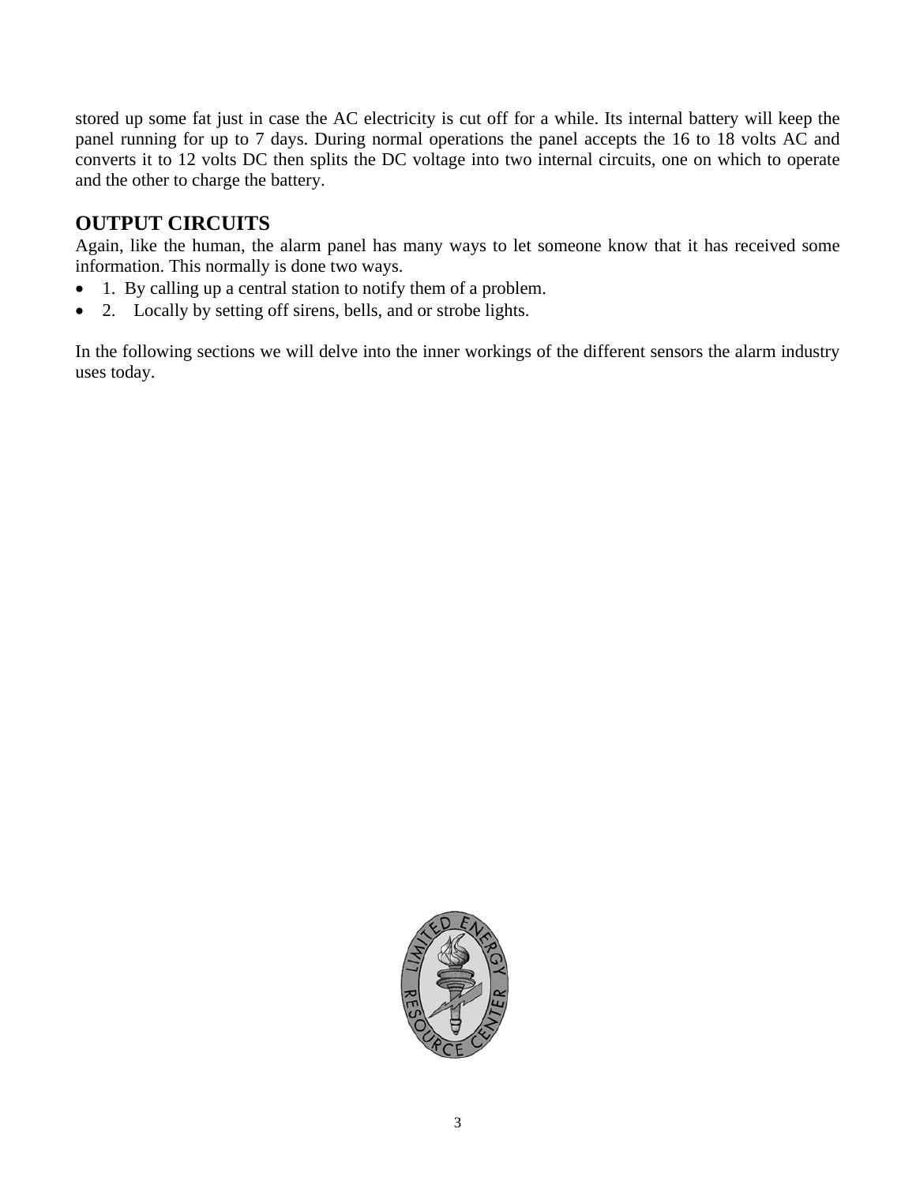stored up some fat just in case the AC electricity is cut off for a while. Its internal battery will keep the panel running for up to 7 days. During normal operations the panel accepts the 16 to 18 volts AC and converts it to 12 volts DC then splits the DC voltage into two internal circuits, one on which to operate and the other to charge the battery.

## OUTPUT CIRCUITS

Again, like the human, the alarm panel has many ways to let someone know that it has received some information. This normally is done two ways.

- 1. By calling up a central station to notify them of a problem.
- 2. Locally by setting off sirens, bells, and or strobe lights.

In the following sections we will delve into the inner workings of the different sensors the alarm industry uses today.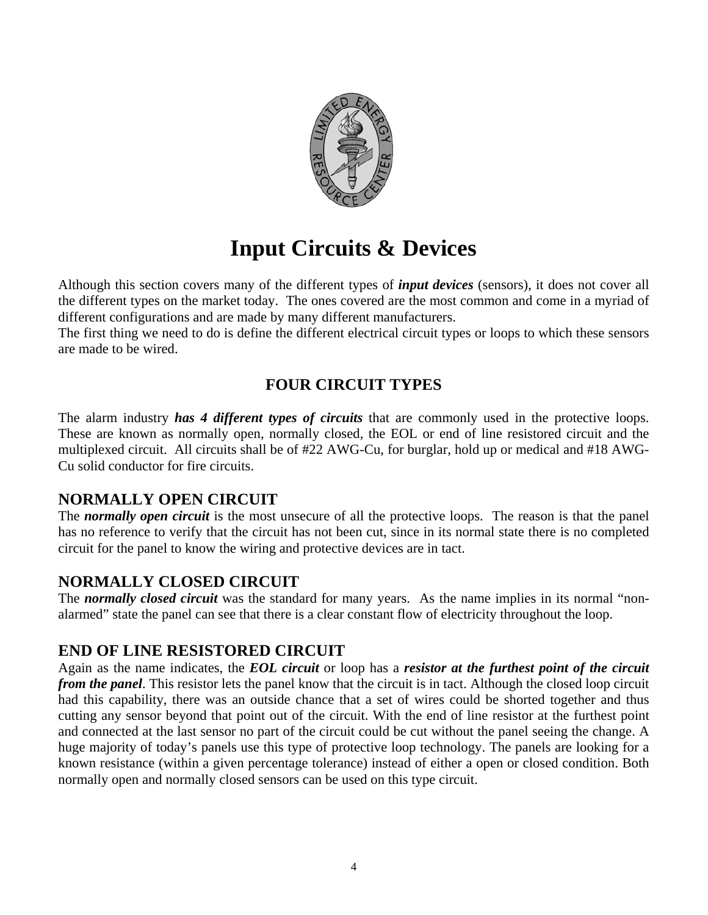# Input Circuits & Devices

Although this section covers many of the different types of ***input devices*** (sensors), it does not cover all the different types on the market today. The ones covered are the most common and come in a myriad of different configurations and are made by many different manufacturers.
The first thing we need to do is define the different electrical circuit types or loops to which these sensors are made to be wired.

## FOUR CIRCUIT TYPES

The alarm industry ***has 4 different types of circuits*** that are commonly used in the protective loops. These are known as normally open, normally closed, the EOL or end of line resistored circuit and the multiplexed circuit. All circuits shall be of #22 AWG-Cu, for burglar, hold up or medical and #18 AWG-Cu solid conductor for fire circuits.

### NORMALLY OPEN CIRCUIT

The ***normally open circuit*** is the most unsecure of all the protective loops. The reason is that the panel has no reference to verify that the circuit has not been cut, since in its normal state there is no completed circuit for the panel to know the wiring and protective devices are in tact.

### NORMALLY CLOSED CIRCUIT

The ***normally closed circuit*** was the standard for many years. As the name implies in its normal "non-alarmed" state the panel can see that there is a clear constant flow of electricity throughout the loop.

### END OF LINE RESISTORED CIRCUIT

Again as the name indicates, the ***EOL circuit*** or loop has a ***resistor at the furthest point of the circuit from the panel***. This resistor lets the panel know that the circuit is in tact. Although the closed loop circuit had this capability, there was an outside chance that a set of wires could be shorted together and thus cutting any sensor beyond that point out of the circuit. With the end of line resistor at the furthest point and connected at the last sensor no part of the circuit could be cut without the panel seeing the change. A huge majority of today's panels use this type of protective loop technology. The panels are looking for a known resistance (within a given percentage tolerance) instead of either a open or closed condition. Both normally open and normally closed sensors can be used on this type circuit.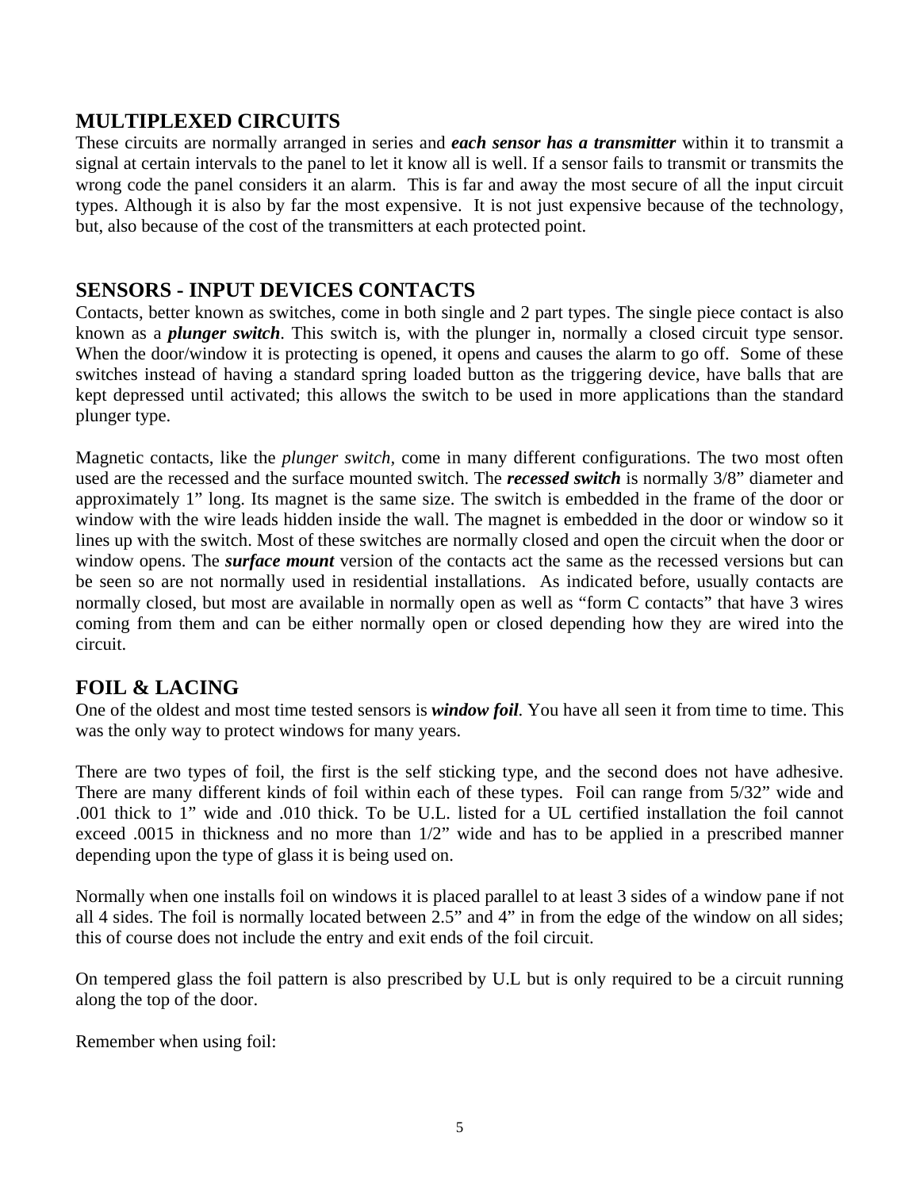## MULTIPLEXED CIRCUITS

These circuits are normally arranged in series and ***each sensor has a transmitter*** within it to transmit a signal at certain intervals to the panel to let it know all is well. If a sensor fails to transmit or transmits the wrong code the panel considers it an alarm. This is far and away the most secure of all the input circuit types. Although it is also by far the most expensive. It is not just expensive because of the technology, but, also because of the cost of the transmitters at each protected point.

## SENSORS - INPUT DEVICES CONTACTS

Contacts, better known as switches, come in both single and 2 part types. The single piece contact is also known as a ***plunger switch***. This switch is, with the plunger in, normally a closed circuit type sensor. When the door/window it is protecting is opened, it opens and causes the alarm to go off. Some of these switches instead of having a standard spring loaded button as the triggering device, have balls that are kept depressed until activated; this allows the switch to be used in more applications than the standard plunger type.

Magnetic contacts, like the *plunger switch*, come in many different configurations. The two most often used are the recessed and the surface mounted switch. The ***recessed switch*** is normally 3/8" diameter and approximately 1" long. Its magnet is the same size. The switch is embedded in the frame of the door or window with the wire leads hidden inside the wall. The magnet is embedded in the door or window so it lines up with the switch. Most of these switches are normally closed and open the circuit when the door or window opens. The ***surface mount*** version of the contacts act the same as the recessed versions but can be seen so are not normally used in residential installations. As indicated before, usually contacts are normally closed, but most are available in normally open as well as "form C contacts" that have 3 wires coming from them and can be either normally open or closed depending how they are wired into the circuit.

## FOIL & LACING

One of the oldest and most time tested sensors is ***window foil***. You have all seen it from time to time. This was the only way to protect windows for many years.

There are two types of foil, the first is the self sticking type, and the second does not have adhesive. There are many different kinds of foil within each of these types. Foil can range from 5/32" wide and .001 thick to 1" wide and .010 thick. To be U.L. listed for a UL certified installation the foil cannot exceed .0015 in thickness and no more than 1/2" wide and has to be applied in a prescribed manner depending upon the type of glass it is being used on.

Normally when one installs foil on windows it is placed parallel to at least 3 sides of a window pane if not all 4 sides. The foil is normally located between 2.5" and 4" in from the edge of the window on all sides; this of course does not include the entry and exit ends of the foil circuit.

On tempered glass the foil pattern is also prescribed by U.L but is only required to be a circuit running along the top of the door.

Remember when using foil: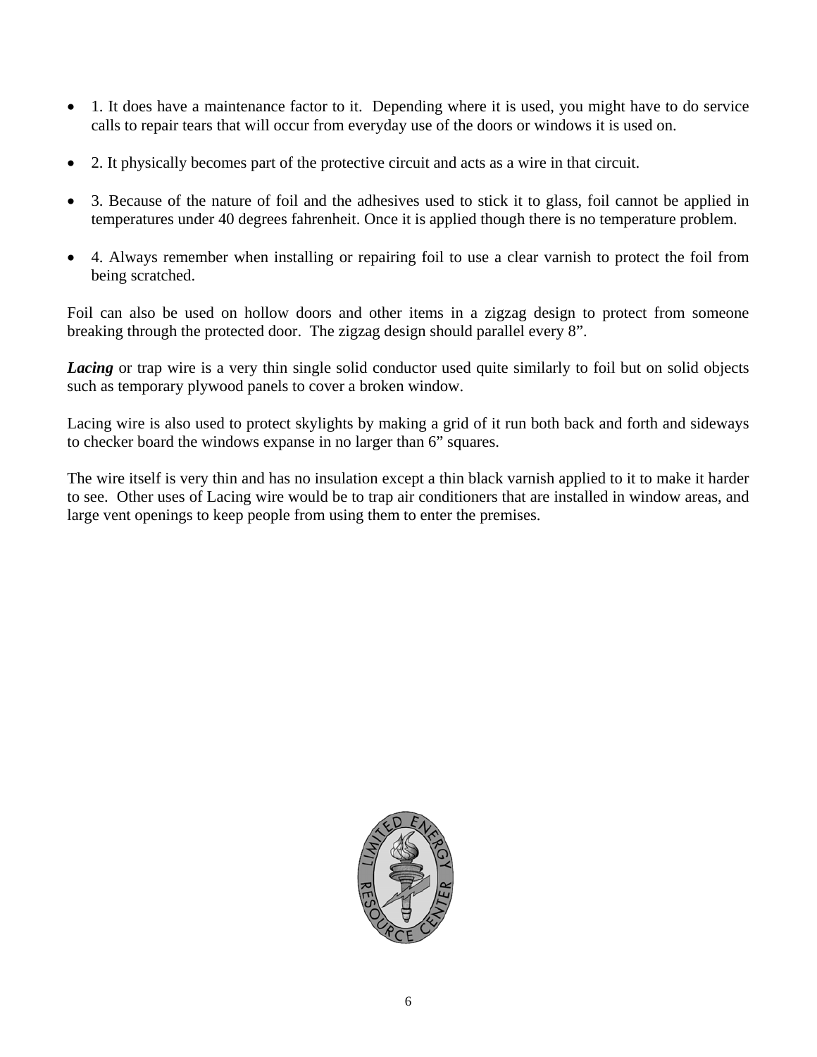- 1. It does have a maintenance factor to it. Depending where it is used, you might have to do service calls to repair tears that will occur from everyday use of the doors or windows it is used on.

- 2. It physically becomes part of the protective circuit and acts as a wire in that circuit.

- 3. Because of the nature of foil and the adhesives used to stick it to glass, foil cannot be applied in temperatures under 40 degrees fahrenheit. Once it is applied though there is no temperature problem.

- 4. Always remember when installing or repairing foil to use a clear varnish to protect the foil from being scratched.

Foil can also be used on hollow doors and other items in a zigzag design to protect from someone breaking through the protected door. The zigzag design should parallel every 8".

***Lacing*** or trap wire is a very thin single solid conductor used quite similarly to foil but on solid objects such as temporary plywood panels to cover a broken window.

Lacing wire is also used to protect skylights by making a grid of it run both back and forth and sideways to checker board the windows expanse in no larger than 6" squares.

The wire itself is very thin and has no insulation except a thin black varnish applied to it to make it harder to see. Other uses of Lacing wire would be to trap air conditioners that are installed in window areas, and large vent openings to keep people from using them to enter the premises.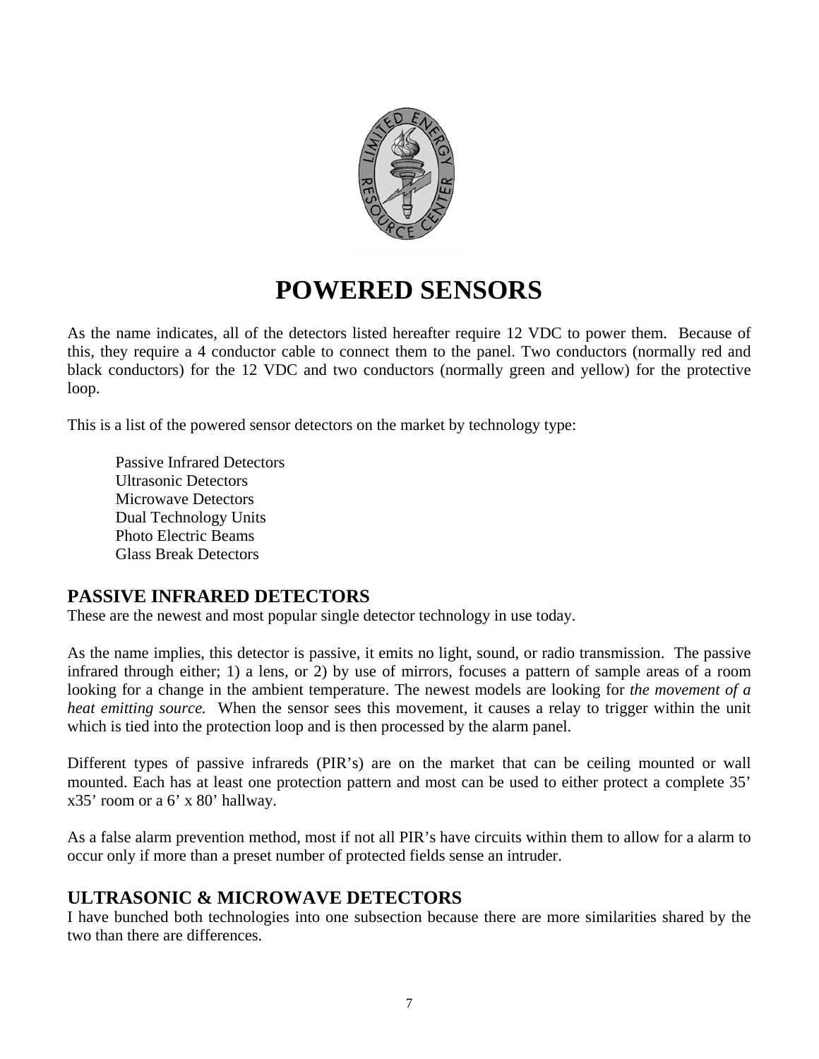# POWERED SENSORS

As the name indicates, all of the detectors listed hereafter require 12 VDC to power them. Because of this, they require a 4 conductor cable to connect them to the panel. Two conductors (normally red and black conductors) for the 12 VDC and two conductors (normally green and yellow) for the protective loop.

This is a list of the powered sensor detectors on the market by technology type:

- Passive Infrared Detectors
- Ultrasonic Detectors
- Microwave Detectors
- Dual Technology Units
- Photo Electric Beams
- Glass Break Detectors

## PASSIVE INFRARED DETECTORS

These are the newest and most popular single detector technology in use today.

As the name implies, this detector is passive, it emits no light, sound, or radio transmission. The passive infrared through either; 1) a lens, or 2) by use of mirrors, focuses a pattern of sample areas of a room looking for a change in the ambient temperature. The newest models are looking for *the movement of a heat emitting source.* When the sensor sees this movement, it causes a relay to trigger within the unit which is tied into the protection loop and is then processed by the alarm panel.

Different types of passive infrareds (PIR's) are on the market that can be ceiling mounted or wall mounted. Each has at least one protection pattern and most can be used to either protect a complete 35' x35' room or a 6' x 80' hallway.

As a false alarm prevention method, most if not all PIR's have circuits within them to allow for a alarm to occur only if more than a preset number of protected fields sense an intruder.

## ULTRASONIC & MICROWAVE DETECTORS

I have bunched both technologies into one subsection because there are more similarities shared by the two than there are differences.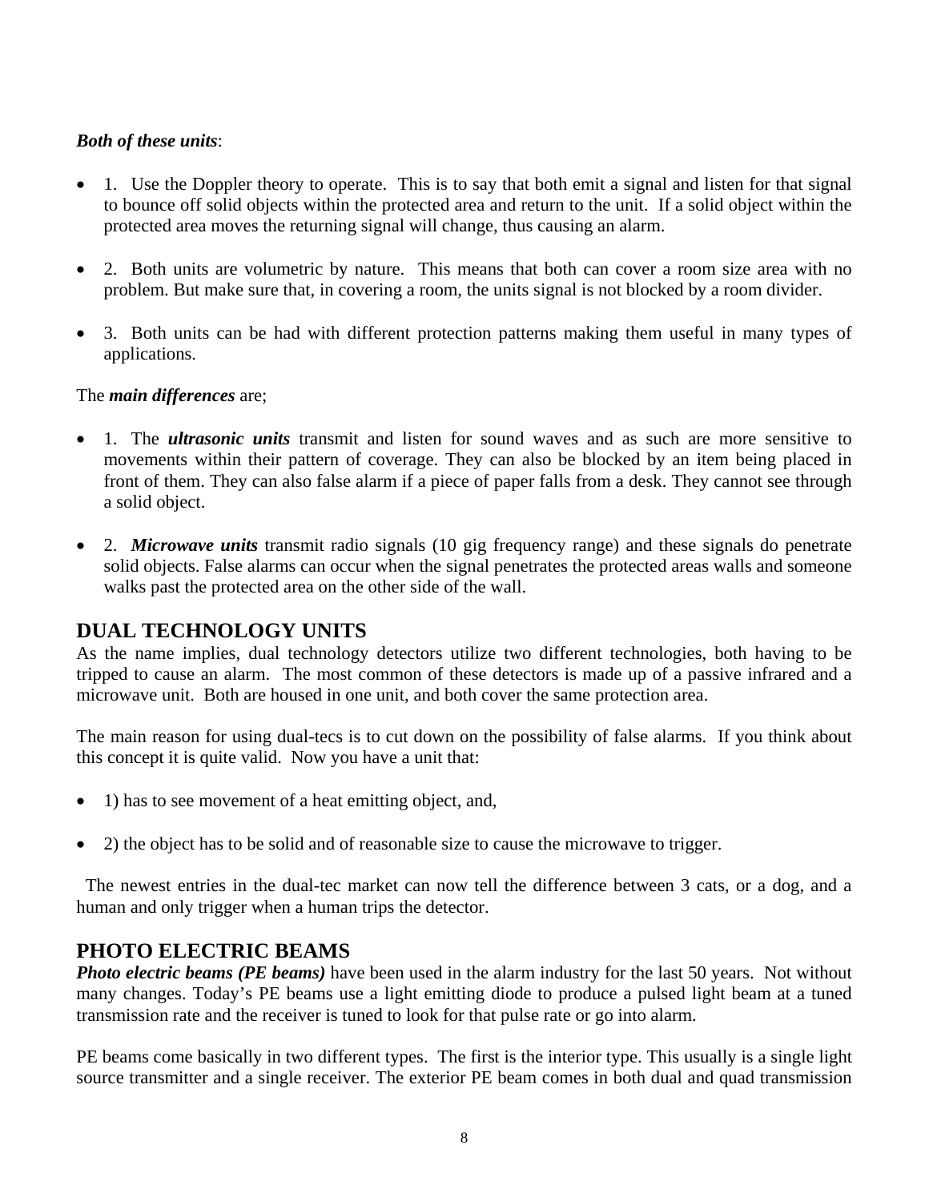***Both of these units***:

- 1. Use the Doppler theory to operate. This is to say that both emit a signal and listen for that signal to bounce off solid objects within the protected area and return to the unit. If a solid object within the protected area moves the returning signal will change, thus causing an alarm.

- 2. Both units are volumetric by nature. This means that both can cover a room size area with no problem. But make sure that, in covering a room, the units signal is not blocked by a room divider.

- 3. Both units can be had with different protection patterns making them useful in many types of applications.

The ***main differences*** are;

- 1. The ***ultrasonic units*** transmit and listen for sound waves and as such are more sensitive to movements within their pattern of coverage. They can also be blocked by an item being placed in front of them. They can also false alarm if a piece of paper falls from a desk. They cannot see through a solid object.

- 2. ***Microwave units*** transmit radio signals (10 gig frequency range) and these signals do penetrate solid objects. False alarms can occur when the signal penetrates the protected areas walls and someone walks past the protected area on the other side of the wall.

## DUAL TECHNOLOGY UNITS

As the name implies, dual technology detectors utilize two different technologies, both having to be tripped to cause an alarm. The most common of these detectors is made up of a passive infrared and a microwave unit. Both are housed in one unit, and both cover the same protection area.

The main reason for using dual-tecs is to cut down on the possibility of false alarms. If you think about this concept it is quite valid. Now you have a unit that:

- 1) has to see movement of a heat emitting object, and,

- 2) the object has to be solid and of reasonable size to cause the microwave to trigger.

The newest entries in the dual-tec market can now tell the difference between 3 cats, or a dog, and a human and only trigger when a human trips the detector.

## PHOTO ELECTRIC BEAMS

***Photo electric beams (PE beams)*** have been used in the alarm industry for the last 50 years. Not without many changes. Today's PE beams use a light emitting diode to produce a pulsed light beam at a tuned transmission rate and the receiver is tuned to look for that pulse rate or go into alarm.

PE beams come basically in two different types. The first is the interior type. This usually is a single light source transmitter and a single receiver. The exterior PE beam comes in both dual and quad transmission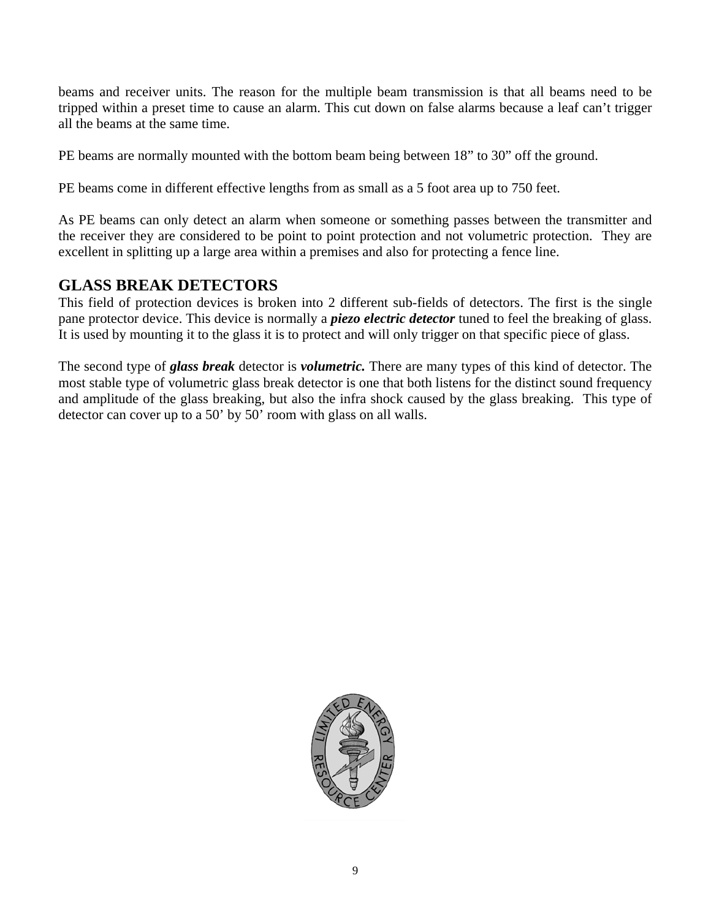beams and receiver units. The reason for the multiple beam transmission is that all beams need to be tripped within a preset time to cause an alarm. This cut down on false alarms because a leaf can't trigger all the beams at the same time.

PE beams are normally mounted with the bottom beam being between 18" to 30" off the ground.

PE beams come in different effective lengths from as small as a 5 foot area up to 750 feet.

As PE beams can only detect an alarm when someone or something passes between the transmitter and the receiver they are considered to be point to point protection and not volumetric protection. They are excellent in splitting up a large area within a premises and also for protecting a fence line.

## GLASS BREAK DETECTORS

This field of protection devices is broken into 2 different sub-fields of detectors. The first is the single pane protector device. This device is normally a ***piezo electric detector*** tuned to feel the breaking of glass. It is used by mounting it to the glass it is to protect and will only trigger on that specific piece of glass.

The second type of ***glass break*** detector is ***volumetric.*** There are many types of this kind of detector. The most stable type of volumetric glass break detector is one that both listens for the distinct sound frequency and amplitude of the glass breaking, but also the infra shock caused by the glass breaking. This type of detector can cover up to a 50' by 50' room with glass on all walls.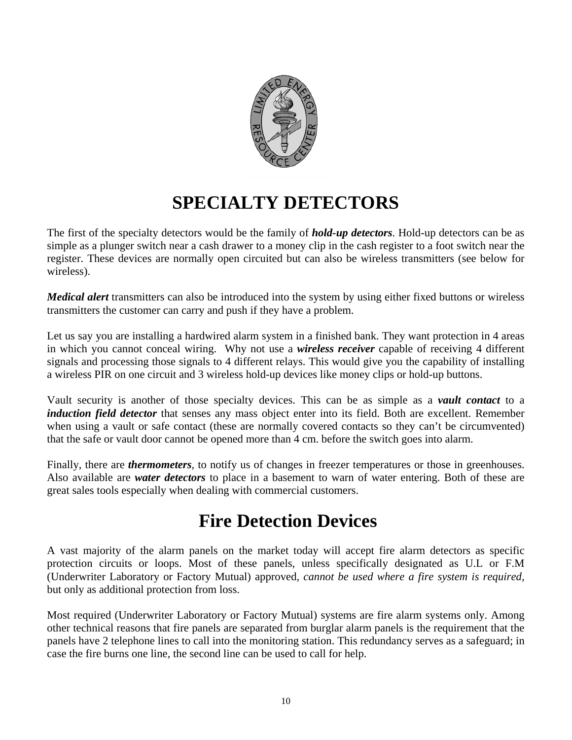# SPECIALTY DETECTORS

The first of the specialty detectors would be the family of ***hold-up detectors***. Hold-up detectors can be as simple as a plunger switch near a cash drawer to a money clip in the cash register to a foot switch near the register. These devices are normally open circuited but can also be wireless transmitters (see below for wireless).

***Medical alert*** transmitters can also be introduced into the system by using either fixed buttons or wireless transmitters the customer can carry and push if they have a problem.

Let us say you are installing a hardwired alarm system in a finished bank. They want protection in 4 areas in which you cannot conceal wiring. Why not use a ***wireless receiver*** capable of receiving 4 different signals and processing those signals to 4 different relays. This would give you the capability of installing a wireless PIR on one circuit and 3 wireless hold-up devices like money clips or hold-up buttons.

Vault security is another of those specialty devices. This can be as simple as a ***vault contact*** to a ***induction field detector*** that senses any mass object enter into its field. Both are excellent. Remember when using a vault or safe contact (these are normally covered contacts so they can't be circumvented) that the safe or vault door cannot be opened more than 4 cm. before the switch goes into alarm.

Finally, there are ***thermometers***, to notify us of changes in freezer temperatures or those in greenhouses. Also available are ***water detectors*** to place in a basement to warn of water entering. Both of these are great sales tools especially when dealing with commercial customers.

# Fire Detection Devices

A vast majority of the alarm panels on the market today will accept fire alarm detectors as specific protection circuits or loops. Most of these panels, unless specifically designated as U.L or F.M (Underwriter Laboratory or Factory Mutual) approved, *cannot be used where a fire system is required*, but only as additional protection from loss.

Most required (Underwriter Laboratory or Factory Mutual) systems are fire alarm systems only. Among other technical reasons that fire panels are separated from burglar alarm panels is the requirement that the panels have 2 telephone lines to call into the monitoring station. This redundancy serves as a safeguard; in case the fire burns one line, the second line can be used to call for help.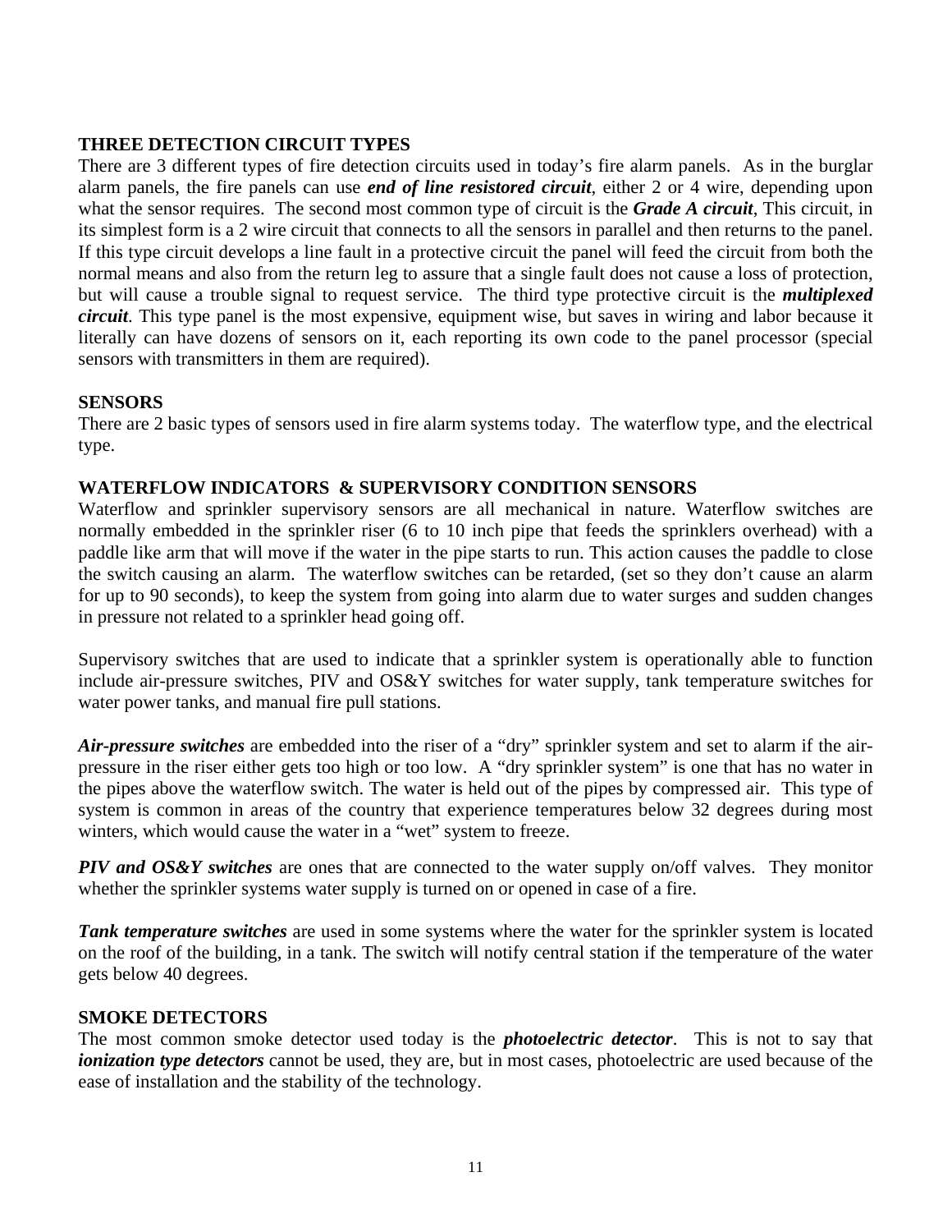## THREE DETECTION CIRCUIT TYPES

There are 3 different types of fire detection circuits used in today's fire alarm panels. As in the burglar alarm panels, the fire panels can use ***end of line resistored circuit***, either 2 or 4 wire, depending upon what the sensor requires. The second most common type of circuit is the ***Grade A circuit***, This circuit, in its simplest form is a 2 wire circuit that connects to all the sensors in parallel and then returns to the panel. If this type circuit develops a line fault in a protective circuit the panel will feed the circuit from both the normal means and also from the return leg to assure that a single fault does not cause a loss of protection, but will cause a trouble signal to request service. The third type protective circuit is the ***multiplexed circuit***. This type panel is the most expensive, equipment wise, but saves in wiring and labor because it literally can have dozens of sensors on it, each reporting its own code to the panel processor (special sensors with transmitters in them are required).

## SENSORS

There are 2 basic types of sensors used in fire alarm systems today. The waterflow type, and the electrical type.

## WATERFLOW INDICATORS & SUPERVISORY CONDITION SENSORS

Waterflow and sprinkler supervisory sensors are all mechanical in nature. Waterflow switches are normally embedded in the sprinkler riser (6 to 10 inch pipe that feeds the sprinklers overhead) with a paddle like arm that will move if the water in the pipe starts to run. This action causes the paddle to close the switch causing an alarm. The waterflow switches can be retarded, (set so they don't cause an alarm for up to 90 seconds), to keep the system from going into alarm due to water surges and sudden changes in pressure not related to a sprinkler head going off.

Supervisory switches that are used to indicate that a sprinkler system is operationally able to function include air-pressure switches, PIV and OS&Y switches for water supply, tank temperature switches for water power tanks, and manual fire pull stations.

***Air-pressure switches*** are embedded into the riser of a "dry" sprinkler system and set to alarm if the air-pressure in the riser either gets too high or too low. A "dry sprinkler system" is one that has no water in the pipes above the waterflow switch. The water is held out of the pipes by compressed air. This type of system is common in areas of the country that experience temperatures below 32 degrees during most winters, which would cause the water in a "wet" system to freeze.

***PIV and OS&Y switches*** are ones that are connected to the water supply on/off valves. They monitor whether the sprinkler systems water supply is turned on or opened in case of a fire.

***Tank temperature switches*** are used in some systems where the water for the sprinkler system is located on the roof of the building, in a tank. The switch will notify central station if the temperature of the water gets below 40 degrees.

## SMOKE DETECTORS

The most common smoke detector used today is the ***photoelectric detector***. This is not to say that ***ionization type detectors*** cannot be used, they are, but in most cases, photoelectric are used because of the ease of installation and the stability of the technology.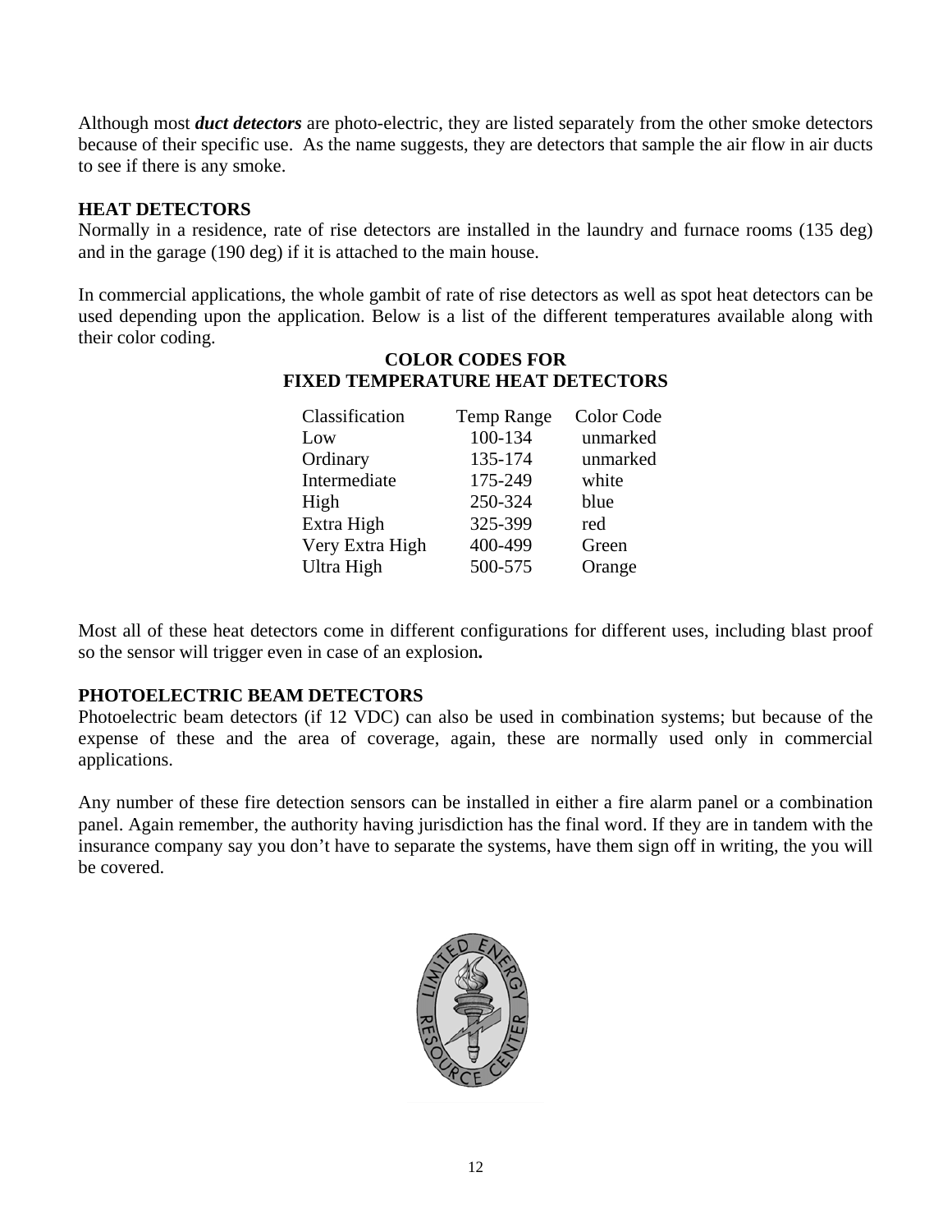Although most ***duct detectors*** are photo-electric, they are listed separately from the other smoke detectors because of their specific use. As the name suggests, they are detectors that sample the air flow in air ducts to see if there is any smoke.

## HEAT DETECTORS

Normally in a residence, rate of rise detectors are installed in the laundry and furnace rooms (135 deg) and in the garage (190 deg) if it is attached to the main house.

In commercial applications, the whole gambit of rate of rise detectors as well as spot heat detectors can be used depending upon the application. Below is a list of the different temperatures available along with their color coding.

**COLOR CODES FOR FIXED TEMPERATURE HEAT DETECTORS**

| Classification | Temp Range | Color Code |
|---|---|---|
| Low | 100-134 | unmarked |
| Ordinary | 135-174 | unmarked |
| Intermediate | 175-249 | white |
| High | 250-324 | blue |
| Extra High | 325-399 | red |
| Very Extra High | 400-499 | Green |
| Ultra High | 500-575 | Orange |

Most all of these heat detectors come in different configurations for different uses, including blast proof so the sensor will trigger even in case of an explosion**.**

## PHOTOELECTRIC BEAM DETECTORS

Photoelectric beam detectors (if 12 VDC) can also be used in combination systems; but because of the expense of these and the area of coverage, again, these are normally used only in commercial applications.

Any number of these fire detection sensors can be installed in either a fire alarm panel or a combination panel. Again remember, the authority having jurisdiction has the final word. If they are in tandem with the insurance company say you don't have to separate the systems, have them sign off in writing, the you will be covered.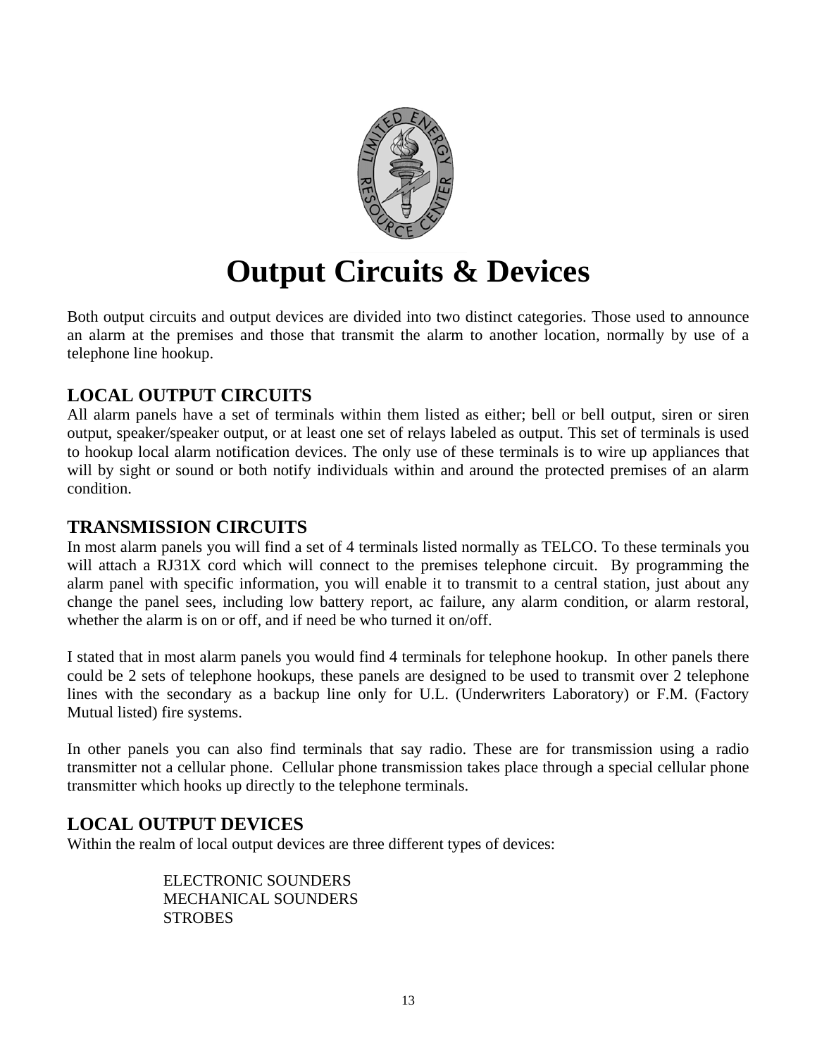# Output Circuits & Devices

Both output circuits and output devices are divided into two distinct categories. Those used to announce an alarm at the premises and those that transmit the alarm to another location, normally by use of a telephone line hookup.

## LOCAL OUTPUT CIRCUITS

All alarm panels have a set of terminals within them listed as either; bell or bell output, siren or siren output, speaker/speaker output, or at least one set of relays labeled as output. This set of terminals is used to hookup local alarm notification devices. The only use of these terminals is to wire up appliances that will by sight or sound or both notify individuals within and around the protected premises of an alarm condition.

## TRANSMISSION CIRCUITS

In most alarm panels you will find a set of 4 terminals listed normally as TELCO. To these terminals you will attach a RJ31X cord which will connect to the premises telephone circuit. By programming the alarm panel with specific information, you will enable it to transmit to a central station, just about any change the panel sees, including low battery report, ac failure, any alarm condition, or alarm restoral, whether the alarm is on or off, and if need be who turned it on/off.

I stated that in most alarm panels you would find 4 terminals for telephone hookup. In other panels there could be 2 sets of telephone hookups, these panels are designed to be used to transmit over 2 telephone lines with the secondary as a backup line only for U.L. (Underwriters Laboratory) or F.M. (Factory Mutual listed) fire systems.

In other panels you can also find terminals that say radio. These are for transmission using a radio transmitter not a cellular phone. Cellular phone transmission takes place through a special cellular phone transmitter which hooks up directly to the telephone terminals.

## LOCAL OUTPUT DEVICES

Within the realm of local output devices are three different types of devices:

- ELECTRONIC SOUNDERS
- MECHANICAL SOUNDERS
- STROBES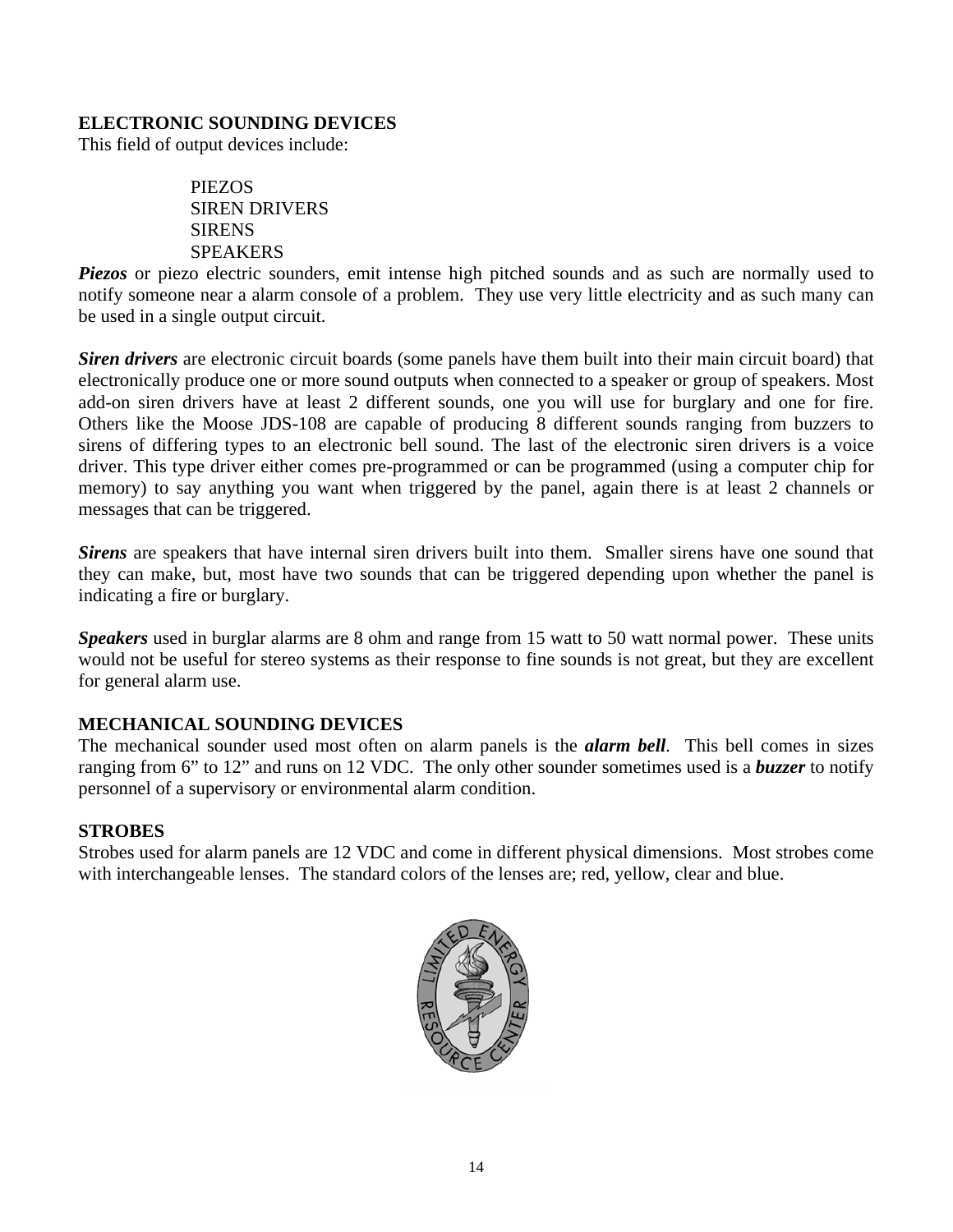## ELECTRONIC SOUNDING DEVICES

This field of output devices include:

- PIEZOS
- SIREN DRIVERS
- SIRENS
- SPEAKERS

***Piezos*** or piezo electric sounders, emit intense high pitched sounds and as such are normally used to notify someone near a alarm console of a problem. They use very little electricity and as such many can be used in a single output circuit.

***Siren drivers*** are electronic circuit boards (some panels have them built into their main circuit board) that electronically produce one or more sound outputs when connected to a speaker or group of speakers. Most add-on siren drivers have at least 2 different sounds, one you will use for burglary and one for fire. Others like the Moose JDS-108 are capable of producing 8 different sounds ranging from buzzers to sirens of differing types to an electronic bell sound. The last of the electronic siren drivers is a voice driver. This type driver either comes pre-programmed or can be programmed (using a computer chip for memory) to say anything you want when triggered by the panel, again there is at least 2 channels or messages that can be triggered.

***Sirens*** are speakers that have internal siren drivers built into them. Smaller sirens have one sound that they can make, but, most have two sounds that can be triggered depending upon whether the panel is indicating a fire or burglary.

***Speakers*** used in burglar alarms are 8 ohm and range from 15 watt to 50 watt normal power. These units would not be useful for stereo systems as their response to fine sounds is not great, but they are excellent for general alarm use.

## MECHANICAL SOUNDING DEVICES

The mechanical sounder used most often on alarm panels is the ***alarm bell***. This bell comes in sizes ranging from 6" to 12" and runs on 12 VDC. The only other sounder sometimes used is a ***buzzer*** to notify personnel of a supervisory or environmental alarm condition.

## STROBES

Strobes used for alarm panels are 12 VDC and come in different physical dimensions. Most strobes come with interchangeable lenses. The standard colors of the lenses are; red, yellow, clear and blue.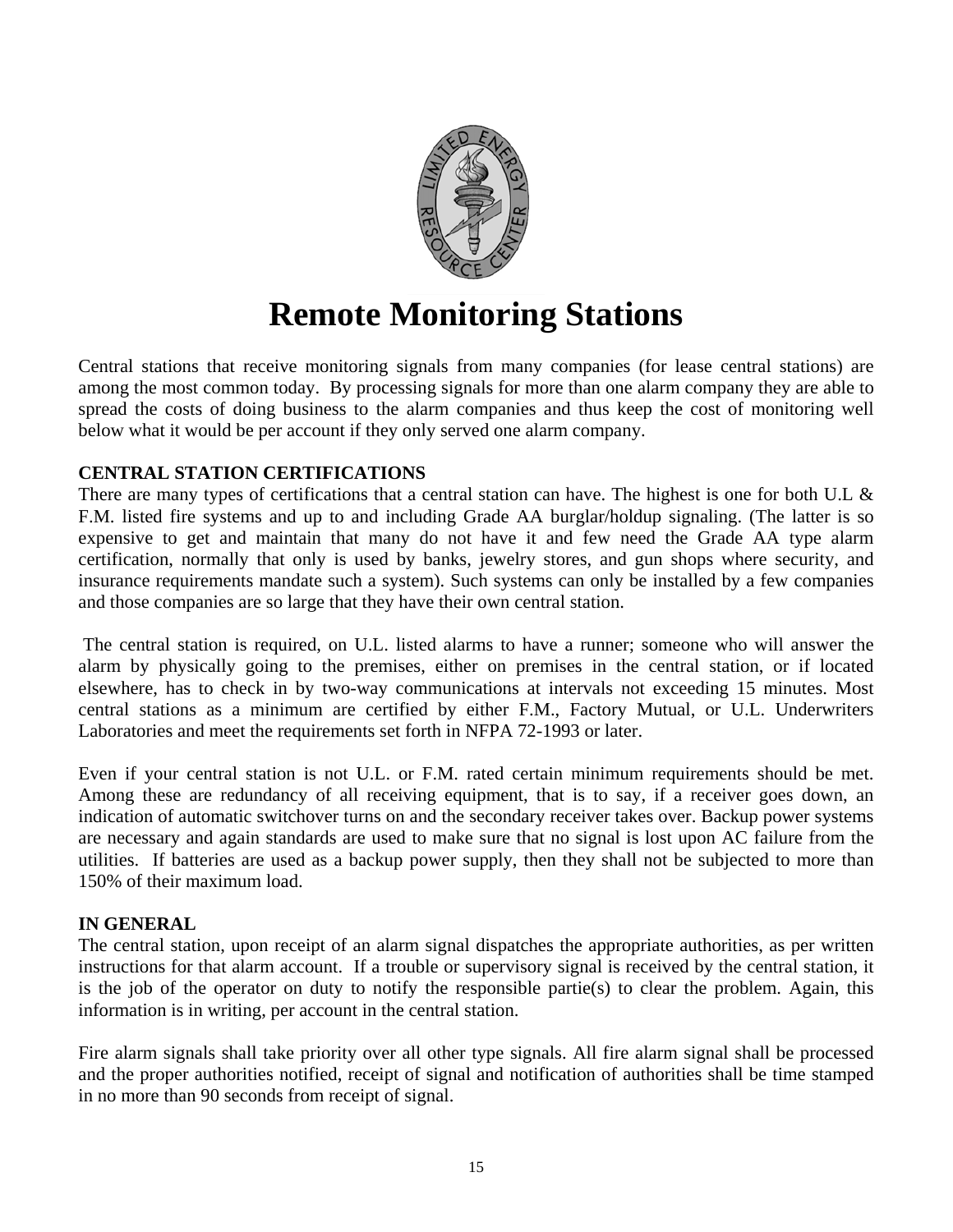# Remote Monitoring Stations

Central stations that receive monitoring signals from many companies (for lease central stations) are among the most common today. By processing signals for more than one alarm company they are able to spread the costs of doing business to the alarm companies and thus keep the cost of monitoring well below what it would be per account if they only served one alarm company.

**CENTRAL STATION CERTIFICATIONS**

There are many types of certifications that a central station can have. The highest is one for both U.L & F.M. listed fire systems and up to and including Grade AA burglar/holdup signaling. (The latter is so expensive to get and maintain that many do not have it and few need the Grade AA type alarm certification, normally that only is used by banks, jewelry stores, and gun shops where security, and insurance requirements mandate such a system). Such systems can only be installed by a few companies and those companies are so large that they have their own central station.

The central station is required, on U.L. listed alarms to have a runner; someone who will answer the alarm by physically going to the premises, either on premises in the central station, or if located elsewhere, has to check in by two-way communications at intervals not exceeding 15 minutes. Most central stations as a minimum are certified by either F.M., Factory Mutual, or U.L. Underwriters Laboratories and meet the requirements set forth in NFPA 72-1993 or later.

Even if your central station is not U.L. or F.M. rated certain minimum requirements should be met. Among these are redundancy of all receiving equipment, that is to say, if a receiver goes down, an indication of automatic switchover turns on and the secondary receiver takes over. Backup power systems are necessary and again standards are used to make sure that no signal is lost upon AC failure from the utilities. If batteries are used as a backup power supply, then they shall not be subjected to more than 150% of their maximum load.

**IN GENERAL**

The central station, upon receipt of an alarm signal dispatches the appropriate authorities, as per written instructions for that alarm account. If a trouble or supervisory signal is received by the central station, it is the job of the operator on duty to notify the responsible partie(s) to clear the problem. Again, this information is in writing, per account in the central station.

Fire alarm signals shall take priority over all other type signals. All fire alarm signal shall be processed and the proper authorities notified, receipt of signal and notification of authorities shall be time stamped in no more than 90 seconds from receipt of signal.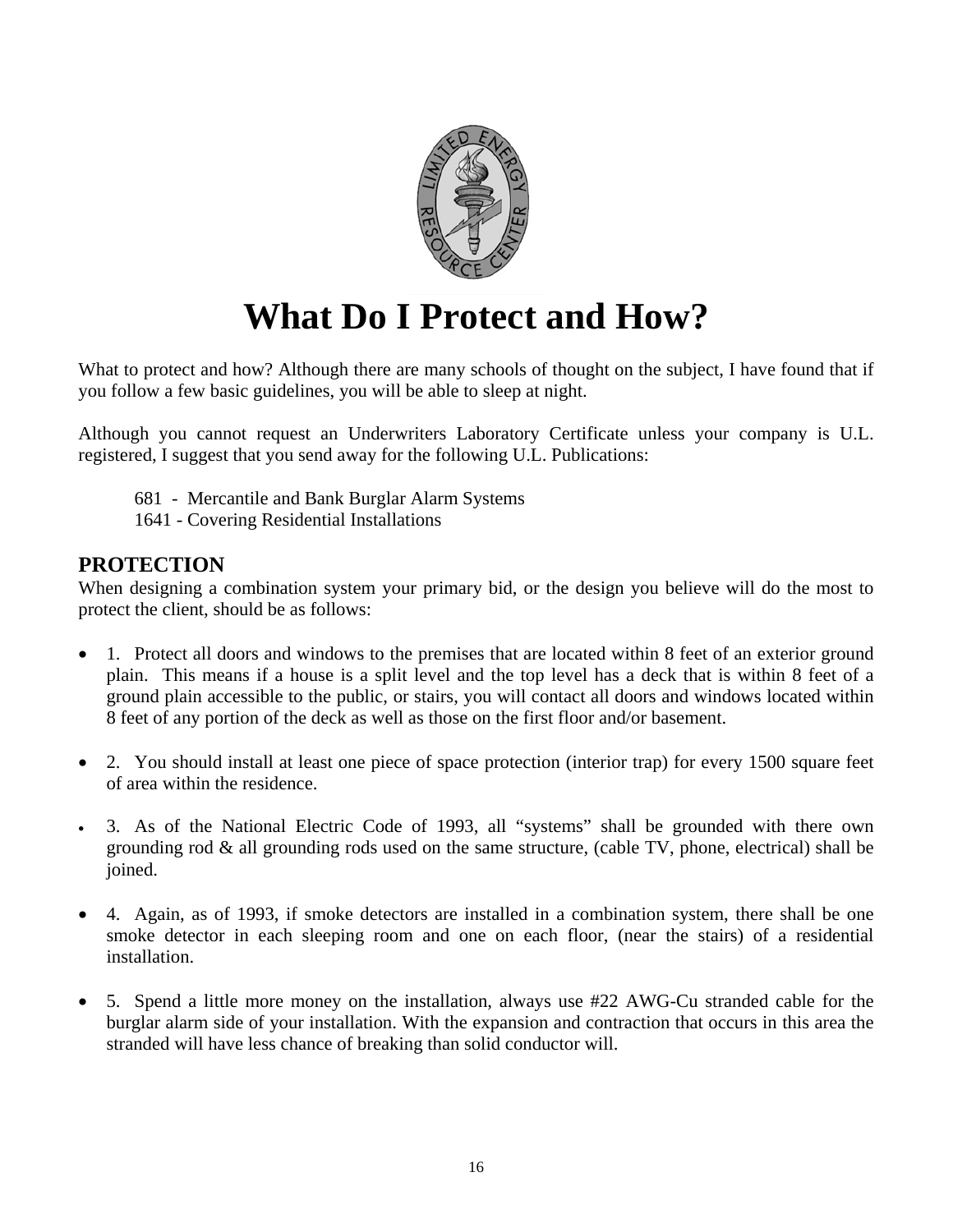# What Do I Protect and How?

What to protect and how? Although there are many schools of thought on the subject, I have found that if you follow a few basic guidelines, you will be able to sleep at night.

Although you cannot request an Underwriters Laboratory Certificate unless your company is U.L. registered, I suggest that you send away for the following U.L. Publications:

681 - Mercantile and Bank Burglar Alarm Systems
1641 - Covering Residential Installations

## PROTECTION

When designing a combination system your primary bid, or the design you believe will do the most to protect the client, should be as follows:

- 1. Protect all doors and windows to the premises that are located within 8 feet of an exterior ground plain. This means if a house is a split level and the top level has a deck that is within 8 feet of a ground plain accessible to the public, or stairs, you will contact all doors and windows located within 8 feet of any portion of the deck as well as those on the first floor and/or basement.

- 2. You should install at least one piece of space protection (interior trap) for every 1500 square feet of area within the residence.

- 3. As of the National Electric Code of 1993, all "systems" shall be grounded with there own grounding rod & all grounding rods used on the same structure, (cable TV, phone, electrical) shall be joined.

- 4. Again, as of 1993, if smoke detectors are installed in a combination system, there shall be one smoke detector in each sleeping room and one on each floor, (near the stairs) of a residential installation.

- 5. Spend a little more money on the installation, always use #22 AWG-Cu stranded cable for the burglar alarm side of your installation. With the expansion and contraction that occurs in this area the stranded will have less chance of breaking than solid conductor will.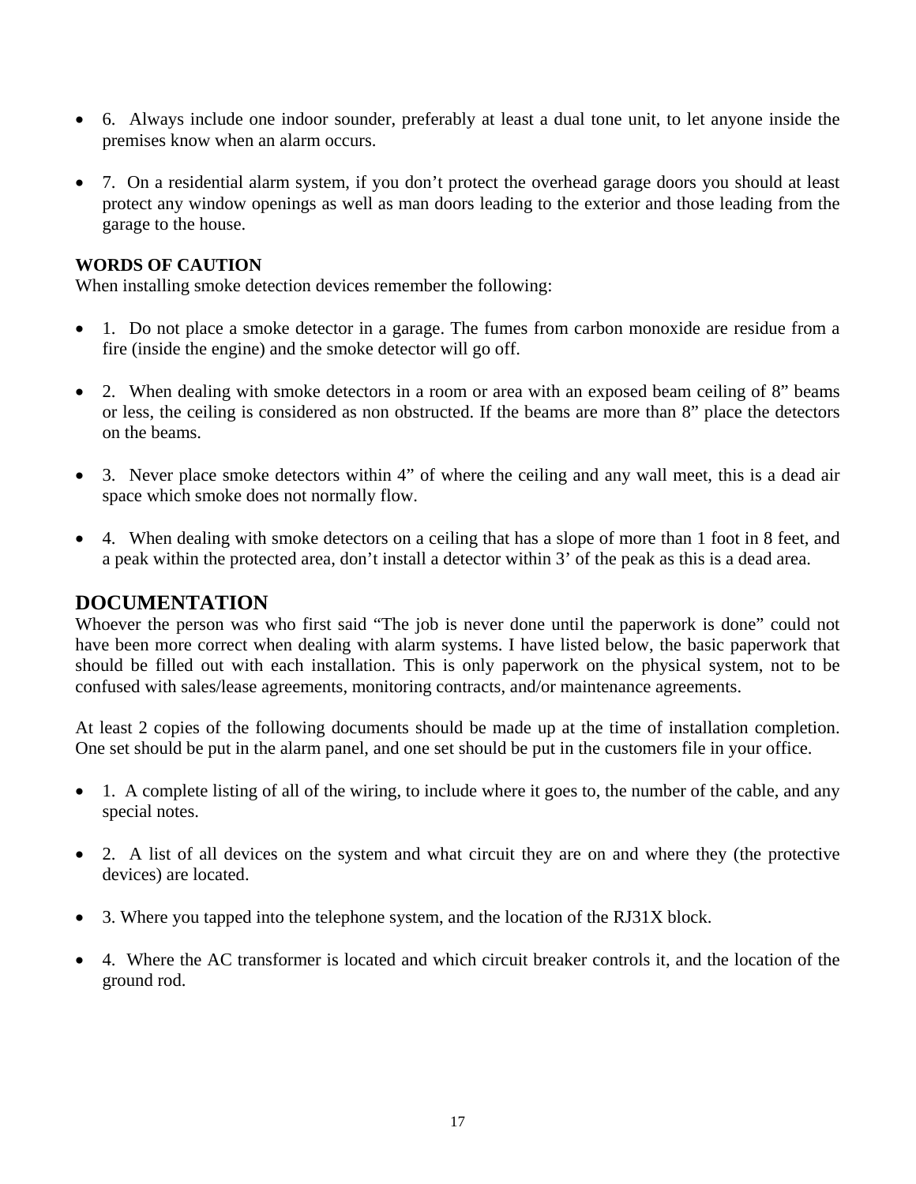- 6. Always include one indoor sounder, preferably at least a dual tone unit, to let anyone inside the premises know when an alarm occurs.

- 7. On a residential alarm system, if you don't protect the overhead garage doors you should at least protect any window openings as well as man doors leading to the exterior and those leading from the garage to the house.

**WORDS OF CAUTION**

When installing smoke detection devices remember the following:

- 1. Do not place a smoke detector in a garage. The fumes from carbon monoxide are residue from a fire (inside the engine) and the smoke detector will go off.

- 2. When dealing with smoke detectors in a room or area with an exposed beam ceiling of 8" beams or less, the ceiling is considered as non obstructed. If the beams are more than 8" place the detectors on the beams.

- 3. Never place smoke detectors within 4" of where the ceiling and any wall meet, this is a dead air space which smoke does not normally flow.

- 4. When dealing with smoke detectors on a ceiling that has a slope of more than 1 foot in 8 feet, and a peak within the protected area, don't install a detector within 3' of the peak as this is a dead area.

## DOCUMENTATION

Whoever the person was who first said "The job is never done until the paperwork is done" could not have been more correct when dealing with alarm systems. I have listed below, the basic paperwork that should be filled out with each installation. This is only paperwork on the physical system, not to be confused with sales/lease agreements, monitoring contracts, and/or maintenance agreements.

At least 2 copies of the following documents should be made up at the time of installation completion. One set should be put in the alarm panel, and one set should be put in the customers file in your office.

- 1. A complete listing of all of the wiring, to include where it goes to, the number of the cable, and any special notes.

- 2. A list of all devices on the system and what circuit they are on and where they (the protective devices) are located.

- 3. Where you tapped into the telephone system, and the location of the RJ31X block.

- 4. Where the AC transformer is located and which circuit breaker controls it, and the location of the ground rod.